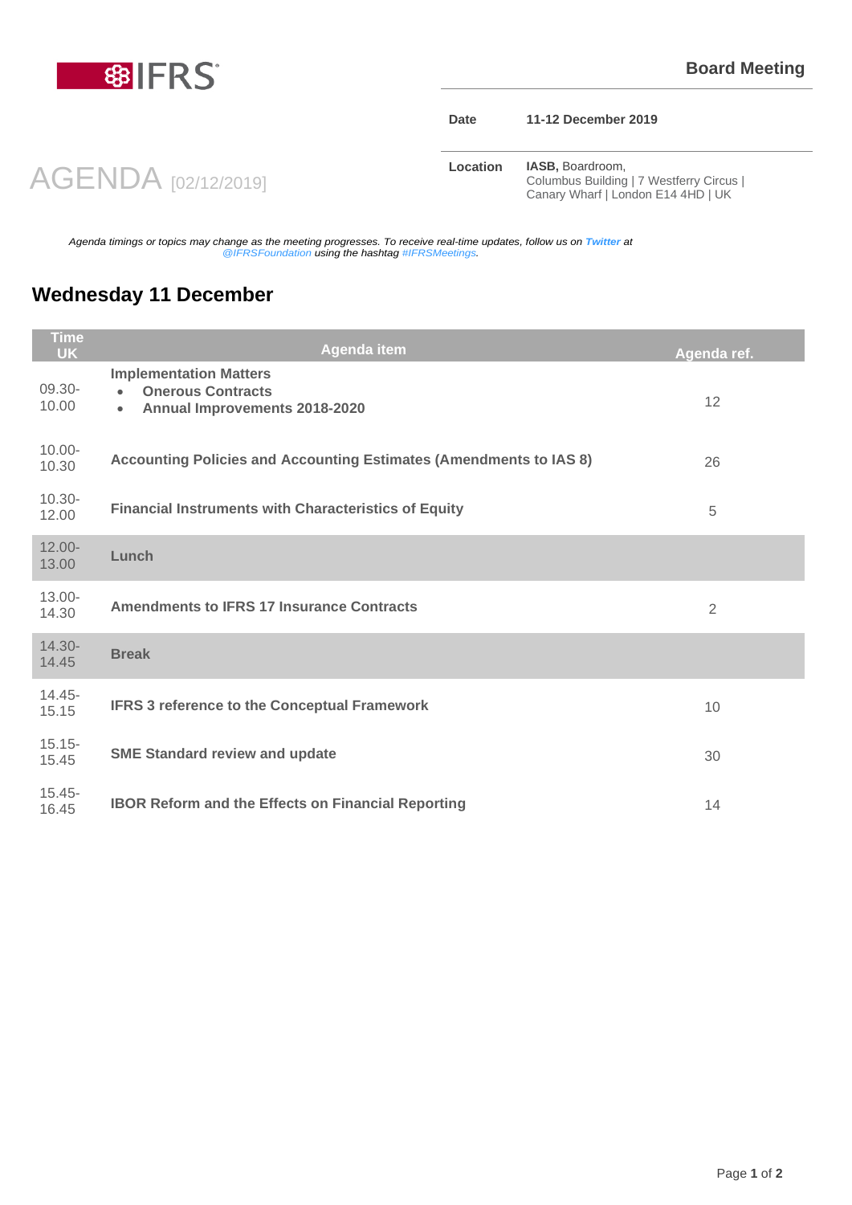IFRS

**Board Meeting**

| | |
|---|---|
| **Date** | **11-12 December 2019** |
| **Location** | **IASB,** Boardroom, Columbus Building \| 7 Westferry Circus \| Canary Wharf \| London E14 4HD \| UK |

# AGENDA [02/12/2019]

*Agenda timings or topics may change as the meeting progresses. To receive real-time updates, follow us on* ***Twitter*** *at @IFRSFoundation using the hashtag #IFRSMeetings.*

## Wednesday 11 December

| Time UK | Agenda item | Agenda ref. |
|---|---|---|
| 09.30-10.00 | **Implementation Matters**<br>• **Onerous Contracts**<br>• **Annual Improvements 2018-2020** | 12 |
| 10.00-10.30 | **Accounting Policies and Accounting Estimates (Amendments to IAS 8)** | 26 |
| 10.30-12.00 | **Financial Instruments with Characteristics of Equity** | 5 |
| 12.00-13.00 | **Lunch** | |
| 13.00-14.30 | **Amendments to IFRS 17 Insurance Contracts** | 2 |
| 14.30-14.45 | **Break** | |
| 14.45-15.15 | **IFRS 3 reference to the Conceptual Framework** | 10 |
| 15.15-15.45 | **SME Standard review and update** | 30 |
| 15.45-16.45 | **IBOR Reform and the Effects on Financial Reporting** | 14 |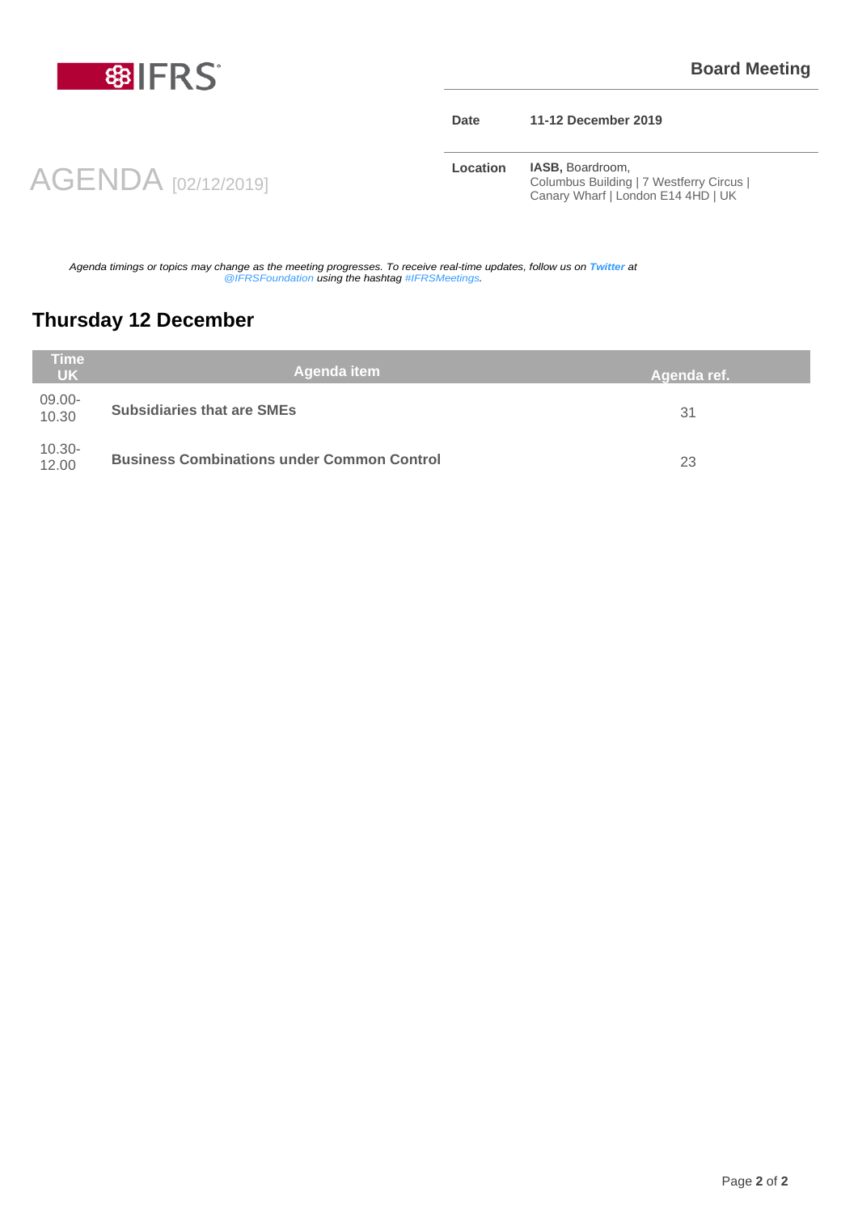**Board Meeting**

| | |
|---|---|
| **Date** | **11-12 December 2019** |
| **Location** | **IASB,** Boardroom, Columbus Building \| 7 Westferry Circus \| Canary Wharf \| London E14 4HD \| UK |

# AGENDA [02/12/2019]

*Agenda timings or topics may change as the meeting progresses. To receive real-time updates, follow us on* ***Twitter*** *at @IFRSFoundation using the hashtag #IFRSMeetings.*

## Thursday 12 December

| Time UK | Agenda item | Agenda ref. |
|---|---|---|
| 09.00-10.30 | **Subsidiaries that are SMEs** | 31 |
| 10.30-12.00 | **Business Combinations under Common Control** | 23 |